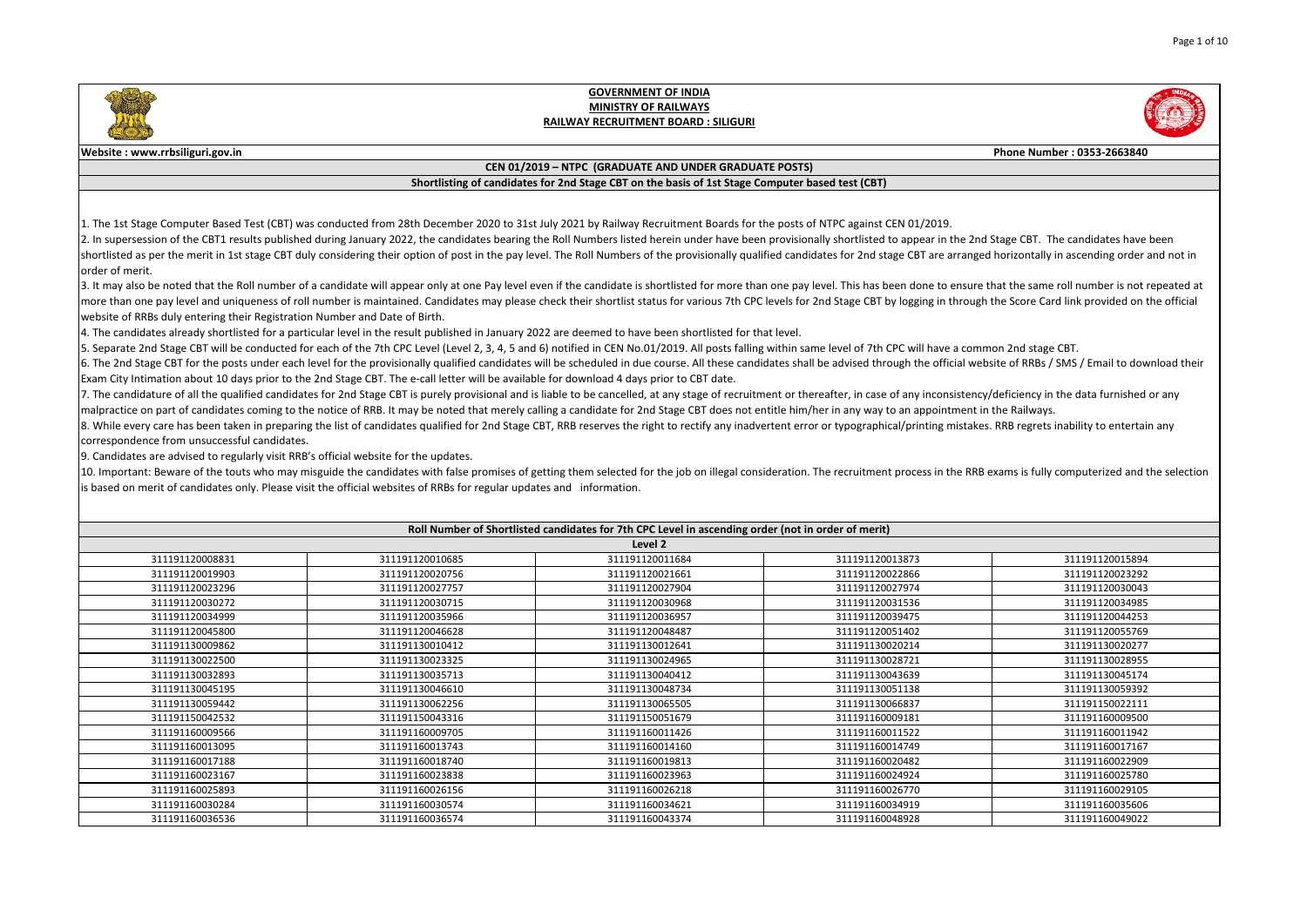**GOVERNMENT OF INDIA**
**MINISTRY OF RAILWAYS**
**RAILWAY RECRUITMENT BOARD : SILIGURI**

Website : www.rrbsiliguri.gov.in

Phone Number : 0353-2663840

## CEN 01/2019 – NTPC (GRADUATE AND UNDER GRADUATE POSTS)

### Shortlisting of candidates for 2nd Stage CBT on the basis of 1st Stage Computer based test (CBT)

1. The 1st Stage Computer Based Test (CBT) was conducted from 28th December 2020 to 31st July 2021 by Railway Recruitment Boards for the posts of NTPC against CEN 01/2019.
2. In supersession of the CBT1 results published during January 2022, the candidates bearing the Roll Numbers listed herein under have been provisionally shortlisted to appear in the 2nd Stage CBT. The candidates have been shortlisted as per the merit in 1st stage CBT duly considering their option of post in the pay level. The Roll Numbers of the provisionally qualified candidates for 2nd stage CBT are arranged horizontally in ascending order and not in order of merit.
3. It may also be noted that the Roll number of a candidate will appear only at one Pay level even if the candidate is shortlisted for more than one pay level. This has been done to ensure that the same roll number is not repeated at more than one pay level and uniqueness of roll number is maintained. Candidates may please check their shortlist status for various 7th CPC levels for 2nd Stage CBT by logging in through the Score Card link provided on the official website of RRBs duly entering their Registration Number and Date of Birth.
4. The candidates already shortlisted for a particular level in the result published in January 2022 are deemed to have been shortlisted for that level.
5. Separate 2nd Stage CBT will be conducted for each of the 7th CPC Level (Level 2, 3, 4, 5 and 6) notified in CEN No.01/2019. All posts falling within same level of 7th CPC will have a common 2nd stage CBT.
6. The 2nd Stage CBT for the posts under each level for the provisionally qualified candidates will be scheduled in due course. All these candidates shall be advised through the official website of RRBs / SMS / Email to download their Exam City Intimation about 10 days prior to the 2nd Stage CBT. The e-call letter will be available for download 4 days prior to CBT date.
7. The candidature of all the qualified candidates for 2nd Stage CBT is purely provisional and is liable to be cancelled, at any stage of recruitment or thereafter, in case of any inconsistency/deficiency in the data furnished or any malpractice on part of candidates coming to the notice of RRB. It may be noted that merely calling a candidate for 2nd Stage CBT does not entitle him/her in any way to an appointment in the Railways.
8. While every care has been taken in preparing the list of candidates qualified for 2nd Stage CBT, RRB reserves the right to rectify any inadvertent error or typographical/printing mistakes. RRB regrets inability to entertain any correspondence from unsuccessful candidates.
9. Candidates are advised to regularly visit RRB's official website for the updates.
10. Important: Beware of the touts who may misguide the candidates with false promises of getting them selected for the job on illegal consideration. The recruitment process in the RRB exams is fully computerized and the selection is based on merit of candidates only. Please visit the official websites of RRBs for regular updates and information.

**Roll Number of Shortlisted candidates for 7th CPC Level in ascending order (not in order of merit)**

**Level 2**

| | | | | |
|---|---|---|---|---|
| 311191120008831 | 311191120010685 | 311191120011684 | 311191120013873 | 311191120015894 |
| 311191120019903 | 311191120020756 | 311191120021661 | 311191120022866 | 311191120023292 |
| 311191120023296 | 311191120027757 | 311191120027904 | 311191120027974 | 311191120030043 |
| 311191120030272 | 311191120030715 | 311191120030968 | 311191120031536 | 311191120034985 |
| 311191120034999 | 311191120035966 | 311191120036957 | 311191120039475 | 311191120044253 |
| 311191120045800 | 311191120046628 | 311191120048487 | 311191120051402 | 311191120055769 |
| 311191130009862 | 311191130010412 | 311191130012641 | 311191130020214 | 311191130020277 |
| 311191130022500 | 311191130023325 | 311191130024965 | 311191130028721 | 311191130028955 |
| 311191130032893 | 311191130035713 | 311191130040412 | 311191130043639 | 311191130045174 |
| 311191130045195 | 311191130046610 | 311191130048734 | 311191130051138 | 311191130059392 |
| 311191130059442 | 311191130062256 | 311191130065505 | 311191130066837 | 311191150022111 |
| 311191150042532 | 311191150043316 | 311191150051679 | 311191160009181 | 311191160009500 |
| 311191160009566 | 311191160009705 | 311191160011426 | 311191160011522 | 311191160011942 |
| 311191160013095 | 311191160013743 | 311191160014160 | 311191160014749 | 311191160017167 |
| 311191160017188 | 311191160018740 | 311191160019813 | 311191160020482 | 311191160022909 |
| 311191160023167 | 311191160023838 | 311191160023963 | 311191160024924 | 311191160025780 |
| 311191160025893 | 311191160026156 | 311191160026218 | 311191160026770 | 311191160029105 |
| 311191160030284 | 311191160030574 | 311191160034621 | 311191160034919 | 311191160035606 |
| 311191160036536 | 311191160036574 | 311191160043374 | 311191160048928 | 311191160049022 |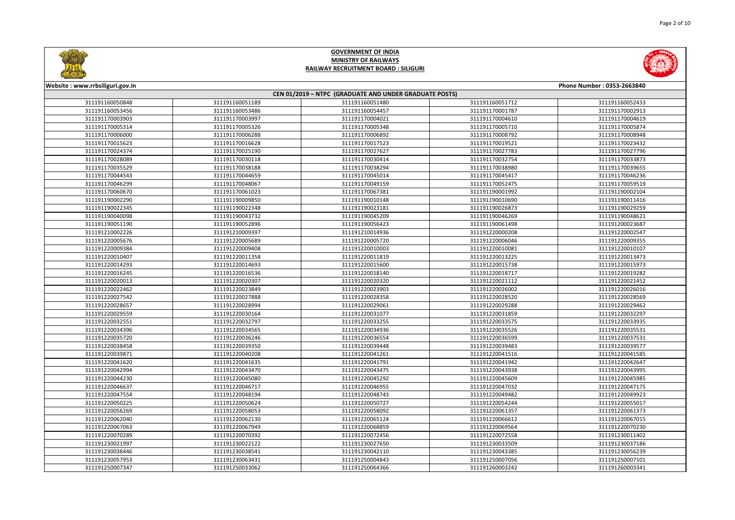# GOVERNMENT OF INDIA
## MINISTRY OF RAILWAYS
## RAILWAY RECRUITMENT BOARD : SILIGURI

Website : www.rrbsiliguri.gov.in

Phone Number : 0353-2663840

### CEN 01/2019 – NTPC (GRADUATE AND UNDER GRADUATE POSTS)

| | | | | |
|---|---|---|---|---|
| 311191160050848 | 311191160051189 | 311191160051480 | 311191160051712 | 311191160052433 |
| 311191160053456 | 311191160053486 | 311191160054457 | 311191170001787 | 311191170002913 |
| 311191170003903 | 311191170003997 | 311191170004021 | 311191170004610 | 311191170004619 |
| 311191170005314 | 311191170005326 | 311191170005348 | 311191170005710 | 311191170005874 |
| 311191170006000 | 311191170006288 | 311191170006892 | 311191170008792 | 311191170008948 |
| 311191170015623 | 311191170016628 | 311191170017523 | 311191170019521 | 311191170023432 |
| 311191170024374 | 311191170025190 | 311191170027627 | 311191170027783 | 311191170027796 |
| 311191170028089 | 311191170030118 | 311191170030414 | 311191170032754 | 311191170033873 |
| 311191170035529 | 311191170038188 | 311191170038294 | 311191170038980 | 311191170039655 |
| 311191170044543 | 311191170044659 | 311191170045014 | 311191170045417 | 311191170046236 |
| 311191170046299 | 311191170048067 | 311191170049159 | 311191170052475 | 311191170059519 |
| 311191170060670 | 311191170061023 | 311191170067381 | 311191190001992 | 311191190002104 |
| 311191190002290 | 311191190009850 | 311191190010148 | 311191190010690 | 311191190011416 |
| 311191190022345 | 311191190022348 | 311191190023181 | 311191190026873 | 311191190029259 |
| 311191190040098 | 311191190043732 | 311191190045209 | 311191190046269 | 311191190048621 |
| 311191190051190 | 311191190052896 | 311191190056423 | 311191190061498 | 311191200023687 |
| 311191210002226 | 311191210009397 | 311191210014936 | 311191220000208 | 311191220002547 |
| 311191220005676 | 311191220005689 | 311191220005720 | 311191220006046 | 311191220009355 |
| 311191220009384 | 311191220009408 | 311191220010003 | 311191220010081 | 311191220010107 |
| 311191220010407 | 311191220011358 | 311191220011819 | 311191220013225 | 311191220013473 |
| 311191220014293 | 311191220014693 | 311191220015600 | 311191220015738 | 311191220015973 |
| 311191220016245 | 311191220016536 | 311191220018140 | 311191220018717 | 311191220019282 |
| 311191220020013 | 311191220020307 | 311191220020320 | 311191220021112 | 311191220021452 |
| 311191220022462 | 311191220023849 | 311191220023903 | 311191220026002 | 311191220026016 |
| 311191220027542 | 311191220027888 | 311191220028358 | 311191220028520 | 311191220028569 |
| 311191220028657 | 311191220028994 | 311191220029061 | 311191220029288 | 311191220029462 |
| 311191220029559 | 311191220030164 | 311191220031077 | 311191220031859 | 311191220032297 |
| 311191220032551 | 311191220032797 | 311191220033255 | 311191220033575 | 311191220033935 |
| 311191220034396 | 311191220034565 | 311191220034936 | 311191220035526 | 311191220035531 |
| 311191220035720 | 311191220036246 | 311191220036554 | 311191220036599 | 311191220037531 |
| 311191220038458 | 311191220039350 | 311191220039448 | 311191220039483 | 311191220039577 |
| 311191220039871 | 311191220040208 | 311191220041261 | 311191220041516 | 311191220041585 |
| 311191220041620 | 311191220041635 | 311191220041791 | 311191220041942 | 311191220042647 |
| 311191220042994 | 311191220043470 | 311191220043475 | 311191220043938 | 311191220043995 |
| 311191220044230 | 311191220045080 | 311191220045292 | 311191220045609 | 311191220045985 |
| 311191220046637 | 311191220046717 | 311191220046955 | 311191220047032 | 311191220047175 |
| 311191220047554 | 311191220048194 | 311191220048743 | 311191220049482 | 311191220049923 |
| 311191220050225 | 311191220050624 | 311191220050727 | 311191220054244 | 311191220055017 |
| 311191220056269 | 311191220058053 | 311191220058092 | 311191220061357 | 311191220061373 |
| 311191220062040 | 311191220062130 | 311191220065124 | 311191220066612 | 311191220067015 |
| 311191220067063 | 311191220067949 | 311191220068859 | 311191220069564 | 311191220070230 |
| 311191220070289 | 311191220070392 | 311191220072456 | 311191220072558 | 311191230011402 |
| 311191230021997 | 311191230022122 | 311191230027650 | 311191230033509 | 311191230037186 |
| 311191230038446 | 311191230038541 | 311191230042110 | 311191230043385 | 311191230056239 |
| 311191230057953 | 311191230063431 | 311191250004843 | 311191250007056 | 311191250007101 |
| 311191250007347 | 311191250033062 | 311191250064366 | 311191260003242 | 311191260003341 |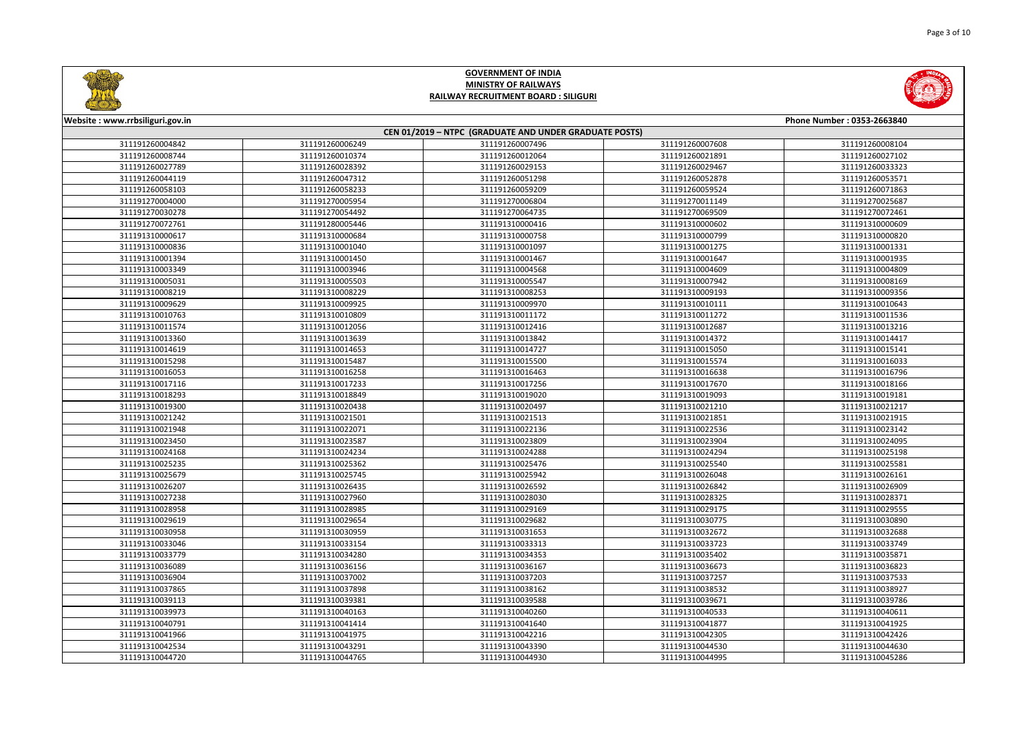# GOVERNMENT OF INDIA
## MINISTRY OF RAILWAYS
## RAILWAY RECRUITMENT BOARD : SILIGURI

Website : www.rrbsiliguri.gov.in

Phone Number : 0353-2663840

**CEN 01/2019 – NTPC (GRADUATE AND UNDER GRADUATE POSTS)**

| | | | | |
|---|---|---|---|---|
| 311191260004842 | 311191260006249 | 311191260007496 | 311191260007608 | 311191260008104 |
| 311191260008744 | 311191260010374 | 311191260012064 | 311191260021891 | 311191260027102 |
| 311191260027789 | 311191260028392 | 311191260029153 | 311191260029467 | 311191260033323 |
| 311191260044119 | 311191260047312 | 311191260051298 | 311191260052878 | 311191260053571 |
| 311191260058103 | 311191260058233 | 311191260059209 | 311191260059524 | 311191260071863 |
| 311191270004000 | 311191270005954 | 311191270006804 | 311191270011149 | 311191270025687 |
| 311191270030278 | 311191270054492 | 311191270064735 | 311191270069509 | 311191270072461 |
| 311191270072761 | 311191280005446 | 311191310000416 | 311191310000602 | 311191310000609 |
| 311191310000617 | 311191310000684 | 311191310000758 | 311191310000799 | 311191310000820 |
| 311191310000836 | 311191310001040 | 311191310001097 | 311191310001275 | 311191310001331 |
| 311191310001394 | 311191310001450 | 311191310001467 | 311191310001647 | 311191310001935 |
| 311191310003349 | 311191310003946 | 311191310004568 | 311191310004609 | 311191310004809 |
| 311191310005031 | 311191310005503 | 311191310005547 | 311191310007942 | 311191310008169 |
| 311191310008219 | 311191310008229 | 311191310008253 | 311191310009193 | 311191310009356 |
| 311191310009629 | 311191310009925 | 311191310009970 | 311191310010111 | 311191310010643 |
| 311191310010763 | 311191310010809 | 311191310011172 | 311191310011272 | 311191310011536 |
| 311191310011574 | 311191310012056 | 311191310012416 | 311191310012687 | 311191310013216 |
| 311191310013360 | 311191310013639 | 311191310013842 | 311191310014372 | 311191310014417 |
| 311191310014619 | 311191310014653 | 311191310014727 | 311191310015050 | 311191310015141 |
| 311191310015298 | 311191310015487 | 311191310015500 | 311191310015574 | 311191310016033 |
| 311191310016053 | 311191310016258 | 311191310016463 | 311191310016638 | 311191310016796 |
| 311191310017116 | 311191310017233 | 311191310017256 | 311191310017670 | 311191310018166 |
| 311191310018293 | 311191310018849 | 311191310019020 | 311191310019093 | 311191310019181 |
| 311191310019300 | 311191310020438 | 311191310020497 | 311191310021210 | 311191310021217 |
| 311191310021242 | 311191310021501 | 311191310021513 | 311191310021851 | 311191310021915 |
| 311191310021948 | 311191310022071 | 311191310022136 | 311191310022536 | 311191310023142 |
| 311191310023450 | 311191310023587 | 311191310023809 | 311191310023904 | 311191310024095 |
| 311191310024168 | 311191310024234 | 311191310024288 | 311191310024294 | 311191310025198 |
| 311191310025235 | 311191310025362 | 311191310025476 | 311191310025540 | 311191310025581 |
| 311191310025679 | 311191310025745 | 311191310025942 | 311191310026048 | 311191310026161 |
| 311191310026207 | 311191310026435 | 311191310026592 | 311191310026842 | 311191310026909 |
| 311191310027238 | 311191310027960 | 311191310028030 | 311191310028325 | 311191310028371 |
| 311191310028958 | 311191310028985 | 311191310029169 | 311191310029175 | 311191310029555 |
| 311191310029619 | 311191310029654 | 311191310029682 | 311191310030775 | 311191310030890 |
| 311191310030958 | 311191310030959 | 311191310031653 | 311191310032672 | 311191310032688 |
| 311191310033046 | 311191310033154 | 311191310033313 | 311191310033723 | 311191310033749 |
| 311191310033779 | 311191310034280 | 311191310034353 | 311191310035402 | 311191310035871 |
| 311191310036089 | 311191310036156 | 311191310036167 | 311191310036673 | 311191310036823 |
| 311191310036904 | 311191310037002 | 311191310037203 | 311191310037257 | 311191310037533 |
| 311191310037865 | 311191310037898 | 311191310038162 | 311191310038532 | 311191310038927 |
| 311191310039113 | 311191310039381 | 311191310039588 | 311191310039671 | 311191310039786 |
| 311191310039973 | 311191310040163 | 311191310040260 | 311191310040533 | 311191310040611 |
| 311191310040791 | 311191310041414 | 311191310041640 | 311191310041877 | 311191310041925 |
| 311191310041966 | 311191310041975 | 311191310042216 | 311191310042305 | 311191310042426 |
| 311191310042534 | 311191310043291 | 311191310043390 | 311191310044530 | 311191310044630 |
| 311191310044720 | 311191310044765 | 311191310044930 | 311191310044995 | 311191310045286 |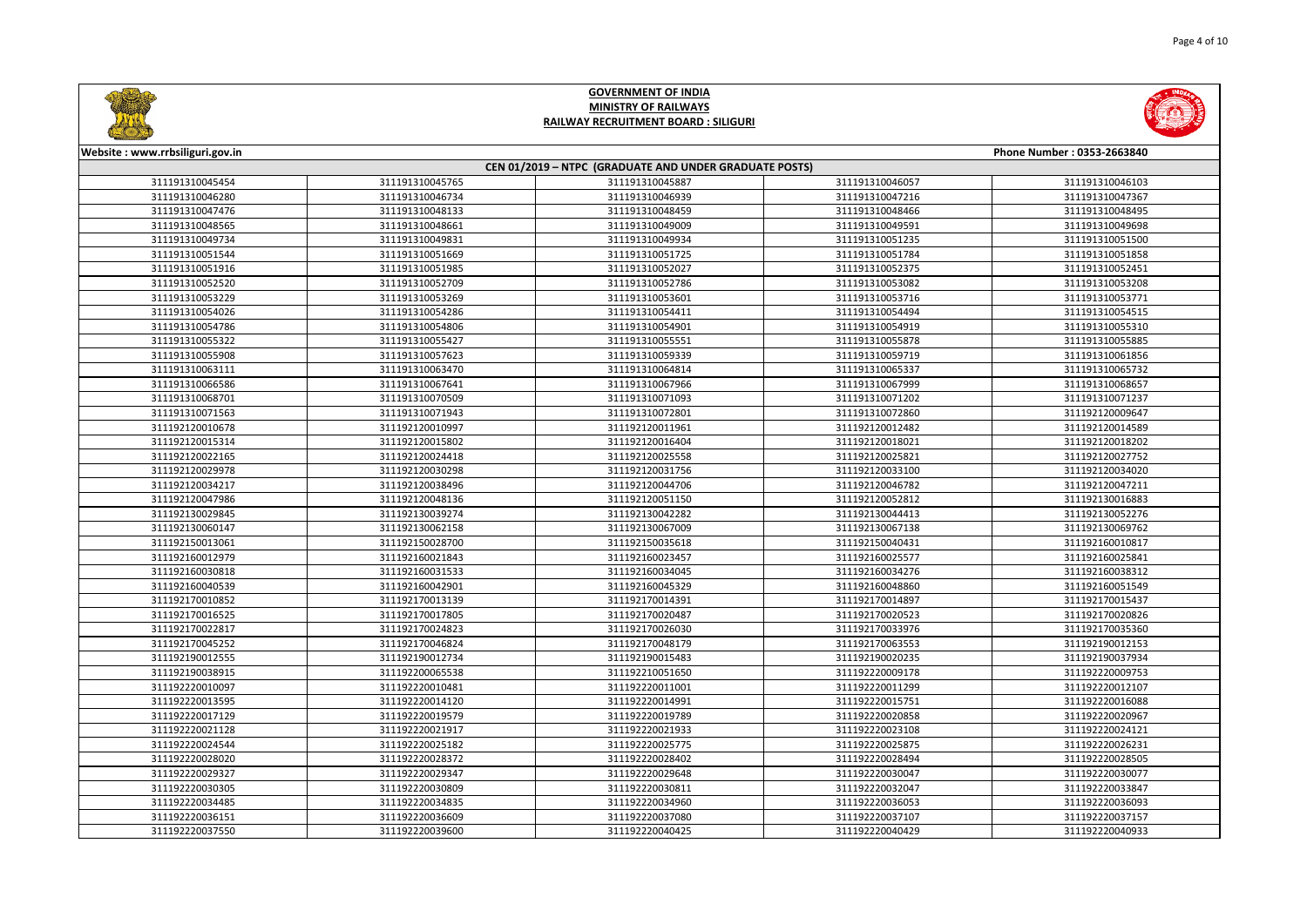# GOVERNMENT OF INDIA
## MINISTRY OF RAILWAYS
## RAILWAY RECRUITMENT BOARD : SILIGURI

Website : www.rrbsiliguri.gov.in

Phone Number : 0353-2663840

### CEN 01/2019 – NTPC (GRADUATE AND UNDER GRADUATE POSTS)

| | | | | |
|---|---|---|---|---|
| 311191310045454 | 311191310045765 | 311191310045887 | 311191310046057 | 311191310046103 |
| 311191310046280 | 311191310046734 | 311191310046939 | 311191310047216 | 311191310047367 |
| 311191310047476 | 311191310048133 | 311191310048459 | 311191310048466 | 311191310048495 |
| 311191310048565 | 311191310048661 | 311191310049009 | 311191310049591 | 311191310049698 |
| 311191310049734 | 311191310049831 | 311191310049934 | 311191310051235 | 311191310051500 |
| 311191310051544 | 311191310051669 | 311191310051725 | 311191310051784 | 311191310051858 |
| 311191310051916 | 311191310051985 | 311191310052027 | 311191310052375 | 311191310052451 |
| 311191310052520 | 311191310052709 | 311191310052786 | 311191310053082 | 311191310053208 |
| 311191310053229 | 311191310053269 | 311191310053601 | 311191310053716 | 311191310053771 |
| 311191310054026 | 311191310054286 | 311191310054411 | 311191310054494 | 311191310054515 |
| 311191310054786 | 311191310054806 | 311191310054901 | 311191310054919 | 311191310055310 |
| 311191310055322 | 311191310055427 | 311191310055551 | 311191310055878 | 311191310055885 |
| 311191310055908 | 311191310057623 | 311191310059339 | 311191310059719 | 311191310061856 |
| 311191310063111 | 311191310063470 | 311191310064814 | 311191310065337 | 311191310065732 |
| 311191310066586 | 311191310067641 | 311191310067966 | 311191310067999 | 311191310068657 |
| 311191310068701 | 311191310070509 | 311191310071093 | 311191310071202 | 311191310071237 |
| 311191310071563 | 311191310071943 | 311191310072801 | 311191310072860 | 311192120009647 |
| 311192120010678 | 311192120010997 | 311192120011961 | 311192120012482 | 311192120014589 |
| 311192120015314 | 311192120015802 | 311192120016404 | 311192120018021 | 311192120018202 |
| 311192120022165 | 311192120024418 | 311192120025558 | 311192120025821 | 311192120027752 |
| 311192120029978 | 311192120030298 | 311192120031756 | 311192120033100 | 311192120034020 |
| 311192120034217 | 311192120038496 | 311192120044706 | 311192120046782 | 311192120047211 |
| 311192120047986 | 311192120048136 | 311192120051150 | 311192120052812 | 311192130016883 |
| 311192130029845 | 311192130039274 | 311192130042282 | 311192130044413 | 311192130052276 |
| 311192130060147 | 311192130062158 | 311192130067009 | 311192130067138 | 311192130069762 |
| 311192150013061 | 311192150028700 | 311192150035618 | 311192150040431 | 311192160010817 |
| 311192160012979 | 311192160021843 | 311192160023457 | 311192160025577 | 311192160025841 |
| 311192160030818 | 311192160031533 | 311192160034045 | 311192160034276 | 311192160038312 |
| 311192160040539 | 311192160042901 | 311192160045329 | 311192160048860 | 311192160051549 |
| 311192170010852 | 311192170013139 | 311192170014391 | 311192170014897 | 311192170015437 |
| 311192170016525 | 311192170017805 | 311192170020487 | 311192170020523 | 311192170020826 |
| 311192170022817 | 311192170024823 | 311192170026030 | 311192170033976 | 311192170035360 |
| 311192170045252 | 311192170046824 | 311192170048179 | 311192170063553 | 311192190012153 |
| 311192190012555 | 311192190012734 | 311192190015483 | 311192190020235 | 311192190037934 |
| 311192190038915 | 311192200065538 | 311192210051650 | 311192220009178 | 311192220009753 |
| 311192220010097 | 311192220010481 | 311192220011001 | 311192220011299 | 311192220012107 |
| 311192220013595 | 311192220014120 | 311192220014991 | 311192220015751 | 311192220016088 |
| 311192220017129 | 311192220019579 | 311192220019789 | 311192220020858 | 311192220020967 |
| 311192220021128 | 311192220021917 | 311192220021933 | 311192220023108 | 311192220024121 |
| 311192220024544 | 311192220025182 | 311192220025775 | 311192220025875 | 311192220026231 |
| 311192220028020 | 311192220028372 | 311192220028402 | 311192220028494 | 311192220028505 |
| 311192220029327 | 311192220029347 | 311192220029648 | 311192220030047 | 311192220030077 |
| 311192220030305 | 311192220030809 | 311192220030811 | 311192220032047 | 311192220033847 |
| 311192220034485 | 311192220034835 | 311192220034960 | 311192220036053 | 311192220036093 |
| 311192220036151 | 311192220036609 | 311192220037080 | 311192220037107 | 311192220037157 |
| 311192220037550 | 311192220039600 | 311192220040425 | 311192220040429 | 311192220040933 |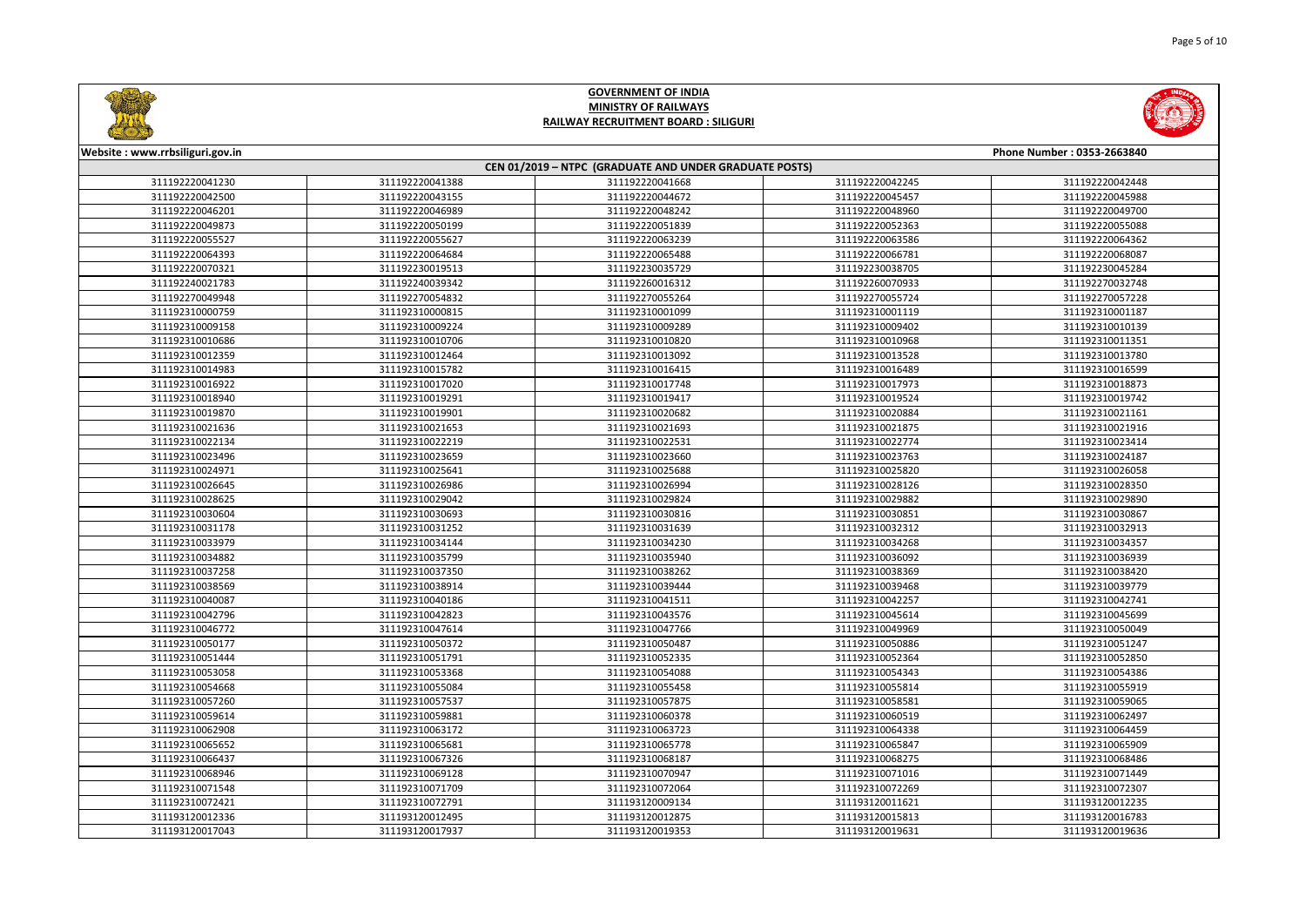# GOVERNMENT OF INDIA
## MINISTRY OF RAILWAYS
## RAILWAY RECRUITMENT BOARD : SILIGURI

Website : www.rrbsiliguri.gov.in | Phone Number : 0353-2663840

### CEN 01/2019 – NTPC (GRADUATE AND UNDER GRADUATE POSTS)

| | | | | |
|---|---|---|---|---|
| 311192220041230 | 311192220041388 | 311192220041668 | 311192220042245 | 311192220042448 |
| 311192220042500 | 311192220043155 | 311192220044672 | 311192220045457 | 311192220045988 |
| 311192220046201 | 311192220046989 | 311192220048242 | 311192220048960 | 311192220049700 |
| 311192220049873 | 311192220050199 | 311192220051839 | 311192220052363 | 311192220055088 |
| 311192220055527 | 311192220055627 | 311192220063239 | 311192220063586 | 311192220064362 |
| 311192220064393 | 311192220064684 | 311192220065488 | 311192220066781 | 311192220068087 |
| 311192220070321 | 311192230019513 | 311192230035729 | 311192230038705 | 311192230045284 |
| 311192240021783 | 311192240039342 | 311192260016312 | 311192260070933 | 311192270032748 |
| 311192270049948 | 311192270054832 | 311192270055264 | 311192270055724 | 311192270057228 |
| 311192310000759 | 311192310000815 | 311192310001099 | 311192310001119 | 311192310001187 |
| 311192310009158 | 311192310009224 | 311192310009289 | 311192310009402 | 311192310010139 |
| 311192310010686 | 311192310010706 | 311192310010820 | 311192310010968 | 311192310011351 |
| 311192310012359 | 311192310012464 | 311192310013092 | 311192310013528 | 311192310013780 |
| 311192310014983 | 311192310015782 | 311192310016415 | 311192310016489 | 311192310016599 |
| 311192310016922 | 311192310017020 | 311192310017748 | 311192310017973 | 311192310018873 |
| 311192310018940 | 311192310019291 | 311192310019417 | 311192310019524 | 311192310019742 |
| 311192310019870 | 311192310019901 | 311192310020682 | 311192310020884 | 311192310021161 |
| 311192310021636 | 311192310021653 | 311192310021693 | 311192310021875 | 311192310021916 |
| 311192310022134 | 311192310022219 | 311192310022531 | 311192310022774 | 311192310023414 |
| 311192310023496 | 311192310023659 | 311192310023660 | 311192310023763 | 311192310024187 |
| 311192310024971 | 311192310025641 | 311192310025688 | 311192310025820 | 311192310026058 |
| 311192310026645 | 311192310026986 | 311192310026994 | 311192310028126 | 311192310028350 |
| 311192310028625 | 311192310029042 | 311192310029824 | 311192310029882 | 311192310029890 |
| 311192310030604 | 311192310030693 | 311192310030816 | 311192310030851 | 311192310030867 |
| 311192310031178 | 311192310031252 | 311192310031639 | 311192310032312 | 311192310032913 |
| 311192310033979 | 311192310034144 | 311192310034230 | 311192310034268 | 311192310034357 |
| 311192310034882 | 311192310035799 | 311192310035940 | 311192310036092 | 311192310036939 |
| 311192310037258 | 311192310037350 | 311192310038262 | 311192310038369 | 311192310038420 |
| 311192310038569 | 311192310038914 | 311192310039444 | 311192310039468 | 311192310039779 |
| 311192310040087 | 311192310040186 | 311192310041511 | 311192310042257 | 311192310042741 |
| 311192310042796 | 311192310042823 | 311192310043576 | 311192310045614 | 311192310045699 |
| 311192310046772 | 311192310047614 | 311192310047766 | 311192310049969 | 311192310050049 |
| 311192310050177 | 311192310050372 | 311192310050487 | 311192310050886 | 311192310051247 |
| 311192310051444 | 311192310051791 | 311192310052335 | 311192310052364 | 311192310052850 |
| 311192310053058 | 311192310053368 | 311192310054088 | 311192310054343 | 311192310054386 |
| 311192310054668 | 311192310055084 | 311192310055458 | 311192310055814 | 311192310055919 |
| 311192310057260 | 311192310057537 | 311192310057875 | 311192310058581 | 311192310059065 |
| 311192310059614 | 311192310059881 | 311192310060378 | 311192310060519 | 311192310062497 |
| 311192310062908 | 311192310063172 | 311192310063723 | 311192310064338 | 311192310064459 |
| 311192310065652 | 311192310065681 | 311192310065778 | 311192310065847 | 311192310065909 |
| 311192310066437 | 311192310067326 | 311192310068187 | 311192310068275 | 311192310068486 |
| 311192310068946 | 311192310069128 | 311192310070947 | 311192310071016 | 311192310071449 |
| 311192310071548 | 311192310071709 | 311192310072064 | 311192310072269 | 311192310072307 |
| 311192310072421 | 311192310072791 | 311193120009134 | 311193120011621 | 311193120012235 |
| 311193120012336 | 311193120012495 | 311193120012875 | 311193120015813 | 311193120016783 |
| 311193120017043 | 311193120017937 | 311193120019353 | 311193120019631 | 311193120019636 |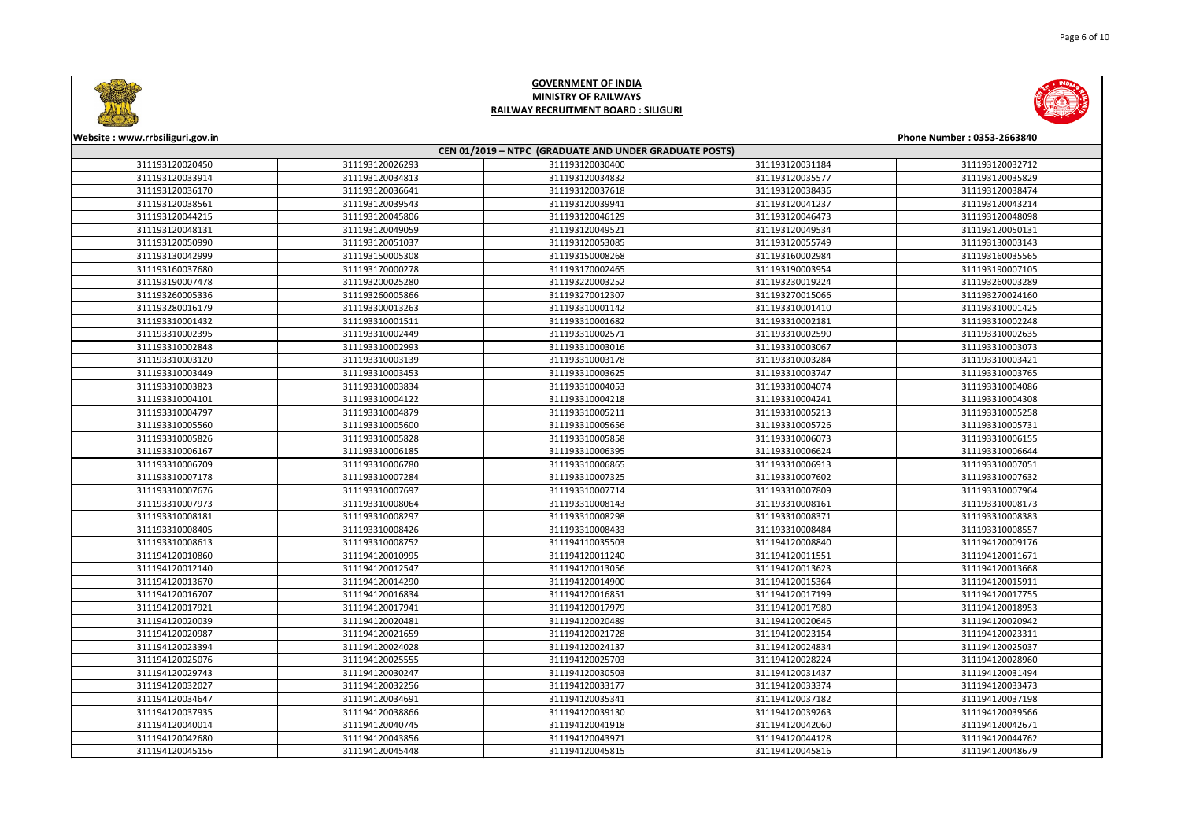# GOVERNMENT OF INDIA
## MINISTRY OF RAILWAYS
## RAILWAY RECRUITMENT BOARD : SILIGURI

Website : www.rrbsiliguri.gov.in

Phone Number : 0353-2663840

### CEN 01/2019 – NTPC (GRADUATE AND UNDER GRADUATE POSTS)

| | | | | |
|---|---|---|---|---|
| 311193120020450 | 311193120026293 | 311193120030400 | 311193120031184 | 311193120032712 |
| 311193120033914 | 311193120034813 | 311193120034832 | 311193120035577 | 311193120035829 |
| 311193120036170 | 311193120036641 | 311193120037618 | 311193120038436 | 311193120038474 |
| 311193120038561 | 311193120039543 | 311193120039941 | 311193120041237 | 311193120043214 |
| 311193120044215 | 311193120045806 | 311193120046129 | 311193120046473 | 311193120048098 |
| 311193120048131 | 311193120049059 | 311193120049521 | 311193120049534 | 311193120050131 |
| 311193120050990 | 311193120051037 | 311193120053085 | 311193120055749 | 311193130003143 |
| 311193130042999 | 311193150005308 | 311193150008268 | 311193160002984 | 311193160035565 |
| 311193160037680 | 311193170002278 | 311193170002465 | 311193190003954 | 311193190007105 |
| 311193190007478 | 311193200025280 | 311193220003252 | 311193230019224 | 311193260003289 |
| 311193260005336 | 311193260005866 | 311193270012307 | 311193270015066 | 311193270024160 |
| 311193280016179 | 311193300013263 | 311193310001142 | 311193310001410 | 311193310001425 |
| 311193310001432 | 311193310001511 | 311193310001682 | 311193310002181 | 311193310002248 |
| 311193310002395 | 311193310002449 | 311193310002571 | 311193310002590 | 311193310002635 |
| 311193310002848 | 311193310002993 | 311193310003016 | 311193310003067 | 311193310003073 |
| 311193310003120 | 311193310003139 | 311193310003178 | 311193310003284 | 311193310003421 |
| 311193310003449 | 311193310003453 | 311193310003625 | 311193310003747 | 311193310003765 |
| 311193310003823 | 311193310003834 | 311193310004053 | 311193310004074 | 311193310004086 |
| 311193310004101 | 311193310004122 | 311193310004218 | 311193310004241 | 311193310004308 |
| 311193310004797 | 311193310004879 | 311193310005211 | 311193310005213 | 311193310005258 |
| 311193310005560 | 311193310005600 | 311193310005656 | 311193310005726 | 311193310005731 |
| 311193310005826 | 311193310005828 | 311193310005858 | 311193310006073 | 311193310006155 |
| 311193310006167 | 311193310006185 | 311193310006395 | 311193310006624 | 311193310006644 |
| 311193310006709 | 311193310006780 | 311193310006865 | 311193310006913 | 311193310007051 |
| 311193310007178 | 311193310007284 | 311193310007325 | 311193310007602 | 311193310007632 |
| 311193310007676 | 311193310007697 | 311193310007714 | 311193310007809 | 311193310007964 |
| 311193310007973 | 311193310008064 | 311193310008143 | 311193310008161 | 311193310008173 |
| 311193310008181 | 311193310008297 | 311193310008298 | 311193310008371 | 311193310008383 |
| 311193310008405 | 311193310008426 | 311193310008433 | 311193310008484 | 311193310008557 |
| 311193310008613 | 311193310008752 | 311194110035503 | 311194120008840 | 311194120009176 |
| 311194120010860 | 311194120010995 | 311194120011240 | 311194120011551 | 311194120011671 |
| 311194120012140 | 311194120012547 | 311194120013056 | 311194120013623 | 311194120013668 |
| 311194120013670 | 311194120014290 | 311194120014900 | 311194120015364 | 311194120015911 |
| 311194120016707 | 311194120016834 | 311194120016851 | 311194120017199 | 311194120017755 |
| 311194120017921 | 311194120017941 | 311194120017979 | 311194120017980 | 311194120018953 |
| 311194120020039 | 311194120020481 | 311194120020489 | 311194120020646 | 311194120020942 |
| 311194120020987 | 311194120021659 | 311194120021728 | 311194120023154 | 311194120023311 |
| 311194120023394 | 311194120024028 | 311194120024137 | 311194120024834 | 311194120025037 |
| 311194120025076 | 311194120025555 | 311194120025703 | 311194120028224 | 311194120028960 |
| 311194120029743 | 311194120030247 | 311194120030503 | 311194120031437 | 311194120031494 |
| 311194120032027 | 311194120032256 | 311194120033177 | 311194120033374 | 311194120033473 |
| 311194120034647 | 311194120034691 | 311194120035341 | 311194120037182 | 311194120037198 |
| 311194120037935 | 311194120038866 | 311194120039130 | 311194120039263 | 311194120039566 |
| 311194120040014 | 311194120040745 | 311194120041918 | 311194120042060 | 311194120042671 |
| 311194120042680 | 311194120043856 | 311194120043971 | 311194120044128 | 311194120044762 |
| 311194120045156 | 311194120045448 | 311194120045815 | 311194120045816 | 311194120048679 |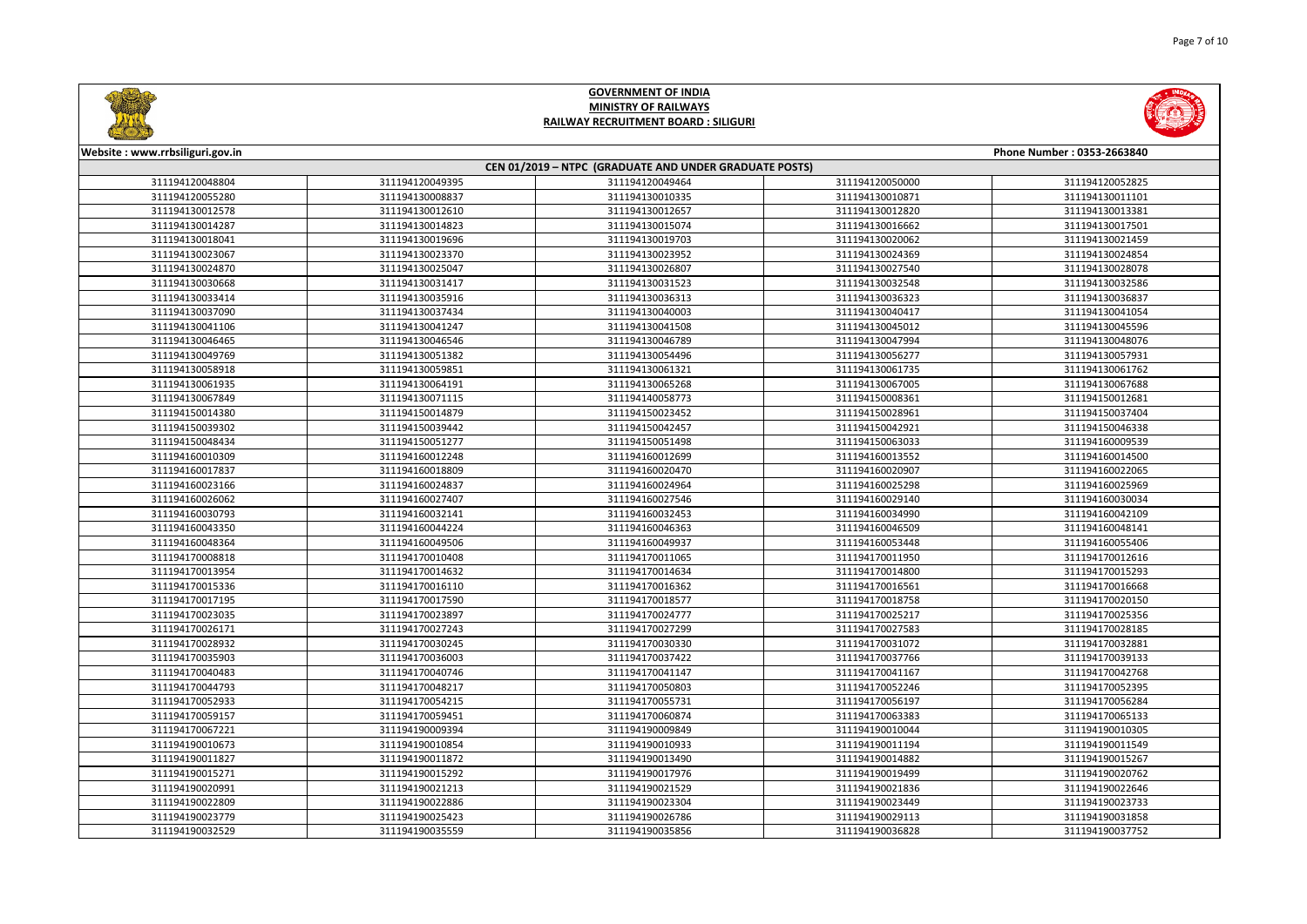# GOVERNMENT OF INDIA
## MINISTRY OF RAILWAYS
## RAILWAY RECRUITMENT BOARD : SILIGURI

Website : www.rrbsiliguri.gov.in

Phone Number : 0353-2663840

### CEN 01/2019 – NTPC (GRADUATE AND UNDER GRADUATE POSTS)

| | | | | |
|---|---|---|---|---|
| 311194120048804 | 311194120049395 | 311194120049464 | 311194120050000 | 311194120052825 |
| 311194120055280 | 311194130008837 | 311194130010335 | 311194130010871 | 311194130011101 |
| 311194130012578 | 311194130012610 | 311194130012657 | 311194130012820 | 311194130013381 |
| 311194130014287 | 311194130014823 | 311194130015074 | 311194130016662 | 311194130017501 |
| 311194130018041 | 311194130019696 | 311194130019703 | 311194130020062 | 311194130021459 |
| 311194130023067 | 311194130023370 | 311194130023952 | 311194130024369 | 311194130024854 |
| 311194130024870 | 311194130025047 | 311194130026807 | 311194130027540 | 311194130028078 |
| 311194130030668 | 311194130031417 | 311194130031523 | 311194130032548 | 311194130032586 |
| 311194130033414 | 311194130035916 | 311194130036313 | 311194130036323 | 311194130036837 |
| 311194130037090 | 311194130037434 | 311194130040003 | 311194130040417 | 311194130041054 |
| 311194130041106 | 311194130041247 | 311194130041508 | 311194130045012 | 311194130045596 |
| 311194130046465 | 311194130046546 | 311194130046789 | 311194130047994 | 311194130048076 |
| 311194130049769 | 311194130051382 | 311194130054496 | 311194130056277 | 311194130057931 |
| 311194130058918 | 311194130059851 | 311194130061321 | 311194130061735 | 311194130061762 |
| 311194130061935 | 311194130064191 | 311194130065268 | 311194130067005 | 311194130067688 |
| 311194130067849 | 311194130071115 | 311194140058773 | 311194150008361 | 311194150012681 |
| 311194150014380 | 311194150014879 | 311194150023452 | 311194150028961 | 311194150037404 |
| 311194150039302 | 311194150039442 | 311194150042457 | 311194150042921 | 311194150046338 |
| 311194150048434 | 311194150051277 | 311194150051498 | 311194150063033 | 311194160009539 |
| 311194160010309 | 311194160012248 | 311194160012699 | 311194160013552 | 311194160014500 |
| 311194160017837 | 311194160018809 | 311194160020470 | 311194160020907 | 311194160022065 |
| 311194160023166 | 311194160024837 | 311194160024964 | 311194160025298 | 311194160025969 |
| 311194160026062 | 311194160027407 | 311194160027546 | 311194160029140 | 311194160030034 |
| 311194160030793 | 311194160032141 | 311194160032453 | 311194160034990 | 311194160042109 |
| 311194160043350 | 311194160044224 | 311194160046363 | 311194160046509 | 311194160048141 |
| 311194160048364 | 311194160049506 | 311194160049937 | 311194160053448 | 311194160055406 |
| 311194170008818 | 311194170010408 | 311194170011065 | 311194170011950 | 311194170012616 |
| 311194170013954 | 311194170014632 | 311194170014634 | 311194170014800 | 311194170015293 |
| 311194170015336 | 311194170016110 | 311194170016362 | 311194170016561 | 311194170016668 |
| 311194170017195 | 311194170017590 | 311194170018577 | 311194170018758 | 311194170020150 |
| 311194170023035 | 311194170023897 | 311194170024777 | 311194170025217 | 311194170025356 |
| 311194170026171 | 311194170027243 | 311194170027299 | 311194170027583 | 311194170028185 |
| 311194170028932 | 311194170030245 | 311194170030330 | 311194170031072 | 311194170032881 |
| 311194170035903 | 311194170036003 | 311194170037422 | 311194170037766 | 311194170039133 |
| 311194170040483 | 311194170040746 | 311194170041147 | 311194170041167 | 311194170042768 |
| 311194170044793 | 311194170048217 | 311194170050803 | 311194170052246 | 311194170052395 |
| 311194170052933 | 311194170054215 | 311194170055731 | 311194170056197 | 311194170056284 |
| 311194170059157 | 311194170059451 | 311194170060874 | 311194170063383 | 311194170065133 |
| 311194170067221 | 311194190009394 | 311194190009849 | 311194190010044 | 311194190010305 |
| 311194190010673 | 311194190010854 | 311194190010933 | 311194190011194 | 311194190011549 |
| 311194190011827 | 311194190011872 | 311194190013490 | 311194190014882 | 311194190015267 |
| 311194190015271 | 311194190015292 | 311194190017976 | 311194190019499 | 311194190020762 |
| 311194190020991 | 311194190021213 | 311194190021529 | 311194190021836 | 311194190022646 |
| 311194190022809 | 311194190022886 | 311194190023304 | 311194190023449 | 311194190023733 |
| 311194190023779 | 311194190025423 | 311194190026786 | 311194190029113 | 311194190031858 |
| 311194190032529 | 311194190035559 | 311194190035856 | 311194190036828 | 311194190037752 |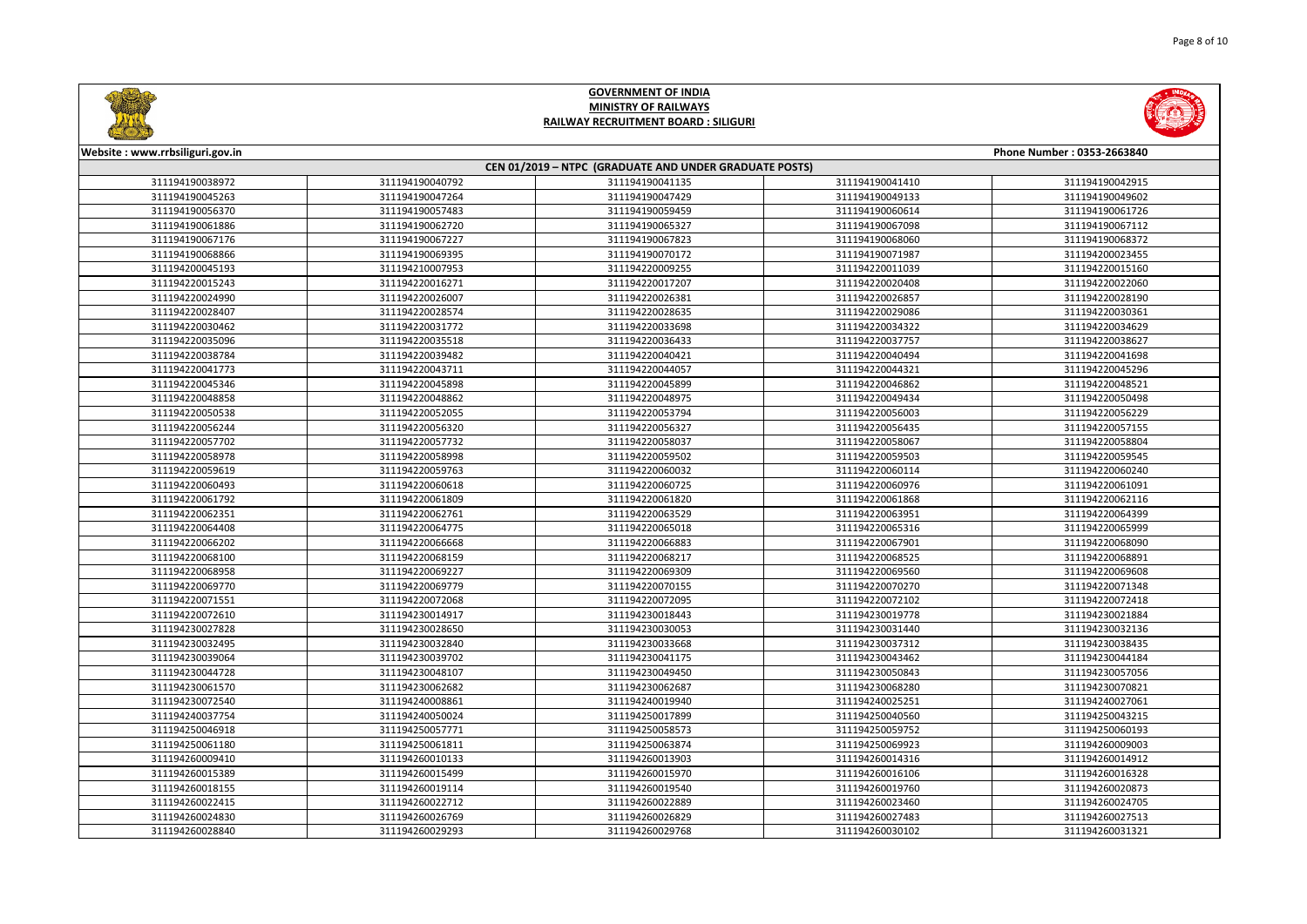# GOVERNMENT OF INDIA
## MINISTRY OF RAILWAYS
## RAILWAY RECRUITMENT BOARD : SILIGURI

Website : www.rrbsiliguri.gov.in | Phone Number : 0353-2663840

### CEN 01/2019 – NTPC (GRADUATE AND UNDER GRADUATE POSTS)

| | | | | |
|---|---|---|---|---|
| 311194190038972 | 311194190040792 | 311194190041135 | 311194190041410 | 311194190042915 |
| 311194190045263 | 311194190047264 | 311194190047429 | 311194190049133 | 311194190049602 |
| 311194190056370 | 311194190057483 | 311194190059459 | 311194190060614 | 311194190061726 |
| 311194190061886 | 311194190062720 | 311194190065327 | 311194190067098 | 311194190067112 |
| 311194190067176 | 311194190067227 | 311194190067823 | 311194190068060 | 311194190068372 |
| 311194190068866 | 311194190069395 | 311194190070172 | 311194190071987 | 311194200023455 |
| 311194200045193 | 311194210007953 | 311194220009255 | 311194220011039 | 311194220015160 |
| 311194220015243 | 311194220016271 | 311194220017207 | 311194220020408 | 311194220022060 |
| 311194220024990 | 311194220026007 | 311194220026381 | 311194220026857 | 311194220028190 |
| 311194220028407 | 311194220028574 | 311194220028635 | 311194220029086 | 311194220030361 |
| 311194220030462 | 311194220031772 | 311194220033698 | 311194220034322 | 311194220034629 |
| 311194220035096 | 311194220035518 | 311194220036433 | 311194220037757 | 311194220038627 |
| 311194220038784 | 311194220039482 | 311194220040421 | 311194220040494 | 311194220041698 |
| 311194220041773 | 311194220043711 | 311194220044057 | 311194220044321 | 311194220045296 |
| 311194220045346 | 311194220045898 | 311194220045899 | 311194220046862 | 311194220048521 |
| 311194220048858 | 311194220048862 | 311194220048975 | 311194220049434 | 311194220050498 |
| 311194220050538 | 311194220052055 | 311194220053794 | 311194220056003 | 311194220056229 |
| 311194220056244 | 311194220056320 | 311194220056327 | 311194220056435 | 311194220057155 |
| 311194220057702 | 311194220057732 | 311194220058037 | 311194220058067 | 311194220058804 |
| 311194220058978 | 311194220058998 | 311194220059502 | 311194220059503 | 311194220059545 |
| 311194220059619 | 311194220059763 | 311194220060032 | 311194220060114 | 311194220060240 |
| 311194220060493 | 311194220060618 | 311194220060725 | 311194220060976 | 311194220061091 |
| 311194220061792 | 311194220061809 | 311194220061820 | 311194220061868 | 311194220062116 |
| 311194220062351 | 311194220062761 | 311194220063529 | 311194220063951 | 311194220064399 |
| 311194220064408 | 311194220064775 | 311194220065018 | 311194220065316 | 311194220065999 |
| 311194220066202 | 311194220066668 | 311194220066883 | 311194220067901 | 311194220068090 |
| 311194220068100 | 311194220068159 | 311194220068217 | 311194220068525 | 311194220068891 |
| 311194220068958 | 311194220069227 | 311194220069309 | 311194220069560 | 311194220069608 |
| 311194220069770 | 311194220069779 | 311194220070155 | 311194220070270 | 311194220071348 |
| 311194220071551 | 311194220072068 | 311194220072095 | 311194220072102 | 311194220072418 |
| 311194220072610 | 311194230014917 | 311194230018443 | 311194230019778 | 311194230021884 |
| 311194230027828 | 311194230028650 | 311194230030053 | 311194230031440 | 311194230032136 |
| 311194230032495 | 311194230032840 | 311194230033668 | 311194230037312 | 311194230038435 |
| 311194230039064 | 311194230039702 | 311194230041175 | 311194230043462 | 311194230044184 |
| 311194230044728 | 311194230048107 | 311194230049450 | 311194230050843 | 311194230057056 |
| 311194230061570 | 311194230062687 | 311194230068280 | 311194230070821 | |
| 311194230072540 | 311194240008861 | 311194240019940 | 311194240025251 | 311194240027061 |
| 311194240037754 | 311194240050024 | 311194250017899 | 311194250040560 | 311194250043215 |
| 311194250046918 | 311194250057771 | 311194250058573 | 311194250059752 | 311194250060193 |
| 311194250061180 | 311194250061811 | 311194250063874 | 311194250069923 | 311194260009003 |
| 311194260009410 | 311194260010133 | 311194260013903 | 311194260014316 | 311194260014912 |
| 311194260015389 | 311194260015499 | 311194260015970 | 311194260016106 | 311194260016328 |
| 311194260018155 | 311194260019114 | 311194260019540 | 311194260019760 | 311194260020873 |
| 311194260022415 | 311194260022712 | 311194260022889 | 311194260023460 | 311194260024705 |
| 311194260024830 | 311194260026769 | 311194260026829 | 311194260027483 | 311194260027513 |
| 311194260028840 | 311194260029293 | 311194260029768 | 311194260030102 | 311194260031321 |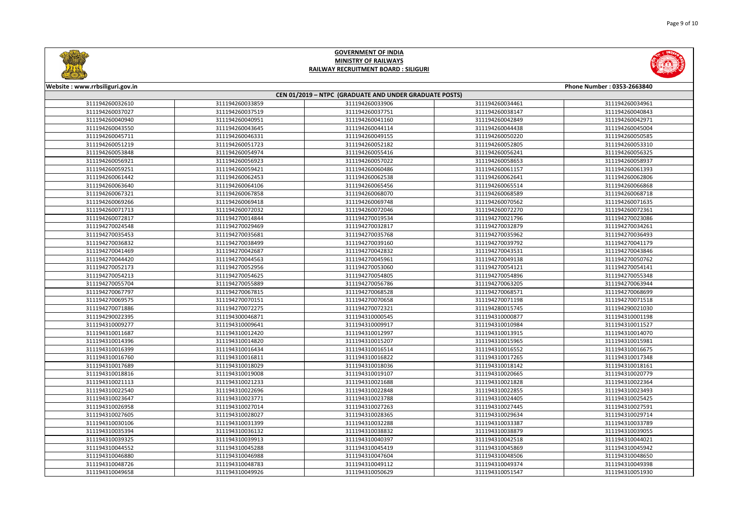# GOVERNMENT OF INDIA
## MINISTRY OF RAILWAYS
## RAILWAY RECRUITMENT BOARD : SILIGURI

Website : www.rrbsiliguri.gov.in | Phone Number : 0353-2663840

**CEN 01/2019 – NTPC (GRADUATE AND UNDER GRADUATE POSTS)**

| | | | | |
|---|---|---|---|---|
| 311194260032610 | 311194260033859 | 311194260033906 | 311194260034461 | 311194260034961 |
| 311194260037027 | 311194260037519 | 311194260037751 | 311194260038147 | 311194260040843 |
| 311194260040940 | 311194260040951 | 311194260041160 | 311194260042849 | 311194260042971 |
| 311194260043550 | 311194260043645 | 311194260044114 | 311194260044438 | 311194260045004 |
| 311194260045711 | 311194260046331 | 311194260049155 | 311194260050220 | 311194260050585 |
| 311194260051219 | 311194260051723 | 311194260052182 | 311194260052805 | 311194260053310 |
| 311194260053848 | 311194260054974 | 311194260055416 | 311194260056241 | 311194260056325 |
| 311194260056921 | 311194260056923 | 311194260057022 | 311194260058653 | 311194260058937 |
| 311194260059251 | 311194260059421 | 311194260060486 | 311194260061157 | 311194260061393 |
| 311194260061442 | 311194260062453 | 311194260062538 | 311194260062641 | 311194260062806 |
| 311194260063640 | 311194260064106 | 311194260065456 | 311194260065514 | 311194260066868 |
| 311194260067321 | 311194260067858 | 311194260068070 | 311194260068589 | 311194260068718 |
| 311194260069266 | 311194260069418 | 311194260069748 | 311194260070562 | 311194260071635 |
| 311194260071713 | 311194260072032 | 311194260072046 | 311194260072270 | 311194260072361 |
| 311194260072817 | 311194270014844 | 311194270019534 | 311194270021796 | 311194270023086 |
| 311194270024548 | 311194270029469 | 311194270032817 | 311194270032879 | 311194270034261 |
| 311194270035453 | 311194270035681 | 311194270035768 | 311194270035962 | 311194270036493 |
| 311194270036832 | 311194270038499 | 311194270039160 | 311194270039792 | 311194270041179 |
| 311194270041469 | 311194270042687 | 311194270042832 | 311194270043531 | 311194270043846 |
| 311194270044420 | 311194270044563 | 311194270045961 | 311194270049138 | 311194270050762 |
| 311194270052173 | 311194270052956 | 311194270053060 | 311194270054121 | 311194270054141 |
| 311194270054213 | 311194270054625 | 311194270054805 | 311194270054896 | 311194270055348 |
| 311194270055704 | 311194270055889 | 311194270056786 | 311194270063205 | 311194270063944 |
| 311194270067797 | 311194270067815 | 311194270068528 | 311194270068571 | 311194270068699 |
| 311194270069575 | 311194270070151 | 311194270070658 | 311194270071198 | 311194270071518 |
| 311194270071886 | 311194270072275 | 311194270072321 | 311194280015745 | 311194290021030 |
| 311194290022395 | 311194300046871 | 311194310000545 | 311194310000877 | 311194310001198 |
| 311194310009277 | 311194310009641 | 311194310009917 | 311194310010984 | 311194310011527 |
| 311194310011687 | 311194310012420 | 311194310012997 | 311194310013915 | 311194310014070 |
| 311194310014396 | 311194310014820 | 311194310015207 | 311194310015965 | 311194310015981 |
| 311194310016399 | 311194310016434 | 311194310016514 | 311194310016552 | 311194310016675 |
| 311194310016760 | 311194310016811 | 311194310016822 | 311194310017265 | 311194310017348 |
| 311194310017689 | 311194310018029 | 311194310018036 | 311194310018142 | 311194310018161 |
| 311194310018816 | 311194310019008 | 311194310019107 | 311194310020665 | 311194310020779 |
| 311194310021113 | 311194310021233 | 311194310021688 | 311194310021828 | 311194310022364 |
| 311194310022540 | 311194310022696 | 311194310022848 | 311194310022855 | 311194310023493 |
| 311194310023647 | 311194310023771 | 311194310023788 | 311194310024405 | 311194310025425 |
| 311194310026958 | 311194310027014 | 311194310027263 | 311194310027445 | 311194310027591 |
| 311194310027605 | 311194310028027 | 311194310028365 | 311194310029634 | 311194310029714 |
| 311194310030106 | 311194310031399 | 311194310032288 | 311194310033387 | 311194310033789 |
| 311194310035394 | 311194310036132 | 311194310038832 | 311194310038879 | 311194310039055 |
| 311194310039325 | 311194310039913 | 311194310040397 | 311194310042518 | 311194310044021 |
| 311194310044552 | 311194310045288 | 311194310045419 | 311194310045869 | 311194310045942 |
| 311194310046880 | 311194310046988 | 311194310047604 | 311194310048506 | 311194310048650 |
| 311194310048726 | 311194310048783 | 311194310049112 | 311194310049374 | 311194310049398 |
| 311194310049658 | 311194310049926 | 311194310050629 | 311194310051547 | 311194310051930 |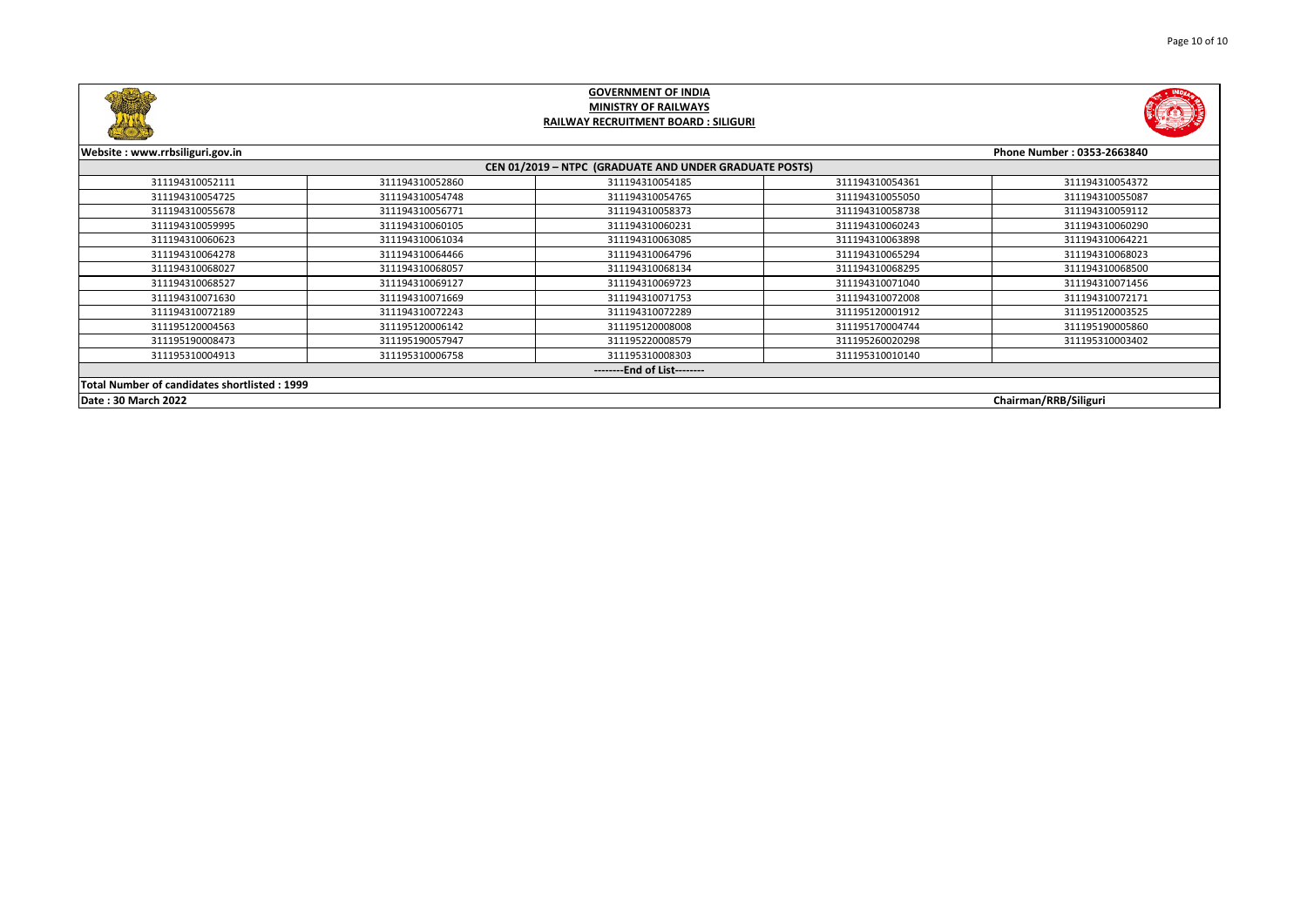**GOVERNMENT OF INDIA**
**MINISTRY OF RAILWAYS**
**RAILWAY RECRUITMENT BOARD : SILIGURI**

**Website : www.rrbsiliguri.gov.in** | **Phone Number : 0353-2663840**

**CEN 01/2019 – NTPC (GRADUATE AND UNDER GRADUATE POSTS)**

| | | | | |
|---|---|---|---|---|
| 311194310052111 | 311194310052860 | 311194310054185 | 311194310054361 | 311194310054372 |
| 311194310054725 | 311194310054748 | 311194310054765 | 311194310055050 | 311194310055087 |
| 311194310055678 | 311194310056771 | 311194310058373 | 311194310058738 | 311194310059112 |
| 311194310059995 | 311194310060105 | 311194310060231 | 311194310060243 | 311194310060290 |
| 311194310060623 | 311194310061034 | 311194310063085 | 311194310063898 | 311194310064221 |
| 311194310064278 | 311194310064466 | 311194310064796 | 311194310065294 | 311194310068023 |
| 311194310068027 | 311194310068057 | 311194310068134 | 311194310068295 | 311194310068500 |
| 311194310068527 | 311194310069127 | 311194310069723 | 311194310071040 | 311194310071456 |
| 311194310071630 | 311194310071669 | 311194310071753 | 311194310072008 | 311194310072171 |
| 311194310072189 | 311194310072243 | 311194310072289 | 311195120001912 | 311195120003525 |
| 311195120004563 | 311195120006142 | 311195120008008 | 311195170004744 | 311195190005860 |
| 311195190008473 | 311195190057947 | 311195220008579 | 311195260020298 | 311195310003402 |
| 311195310004913 | 311195310006758 | 311195310008303 | 311195310010140 | |

--------End of List--------

**Total Number of candidates shortlisted : 1999**

**Date : 30 March 2022** | **Chairman/RRB/Siliguri**